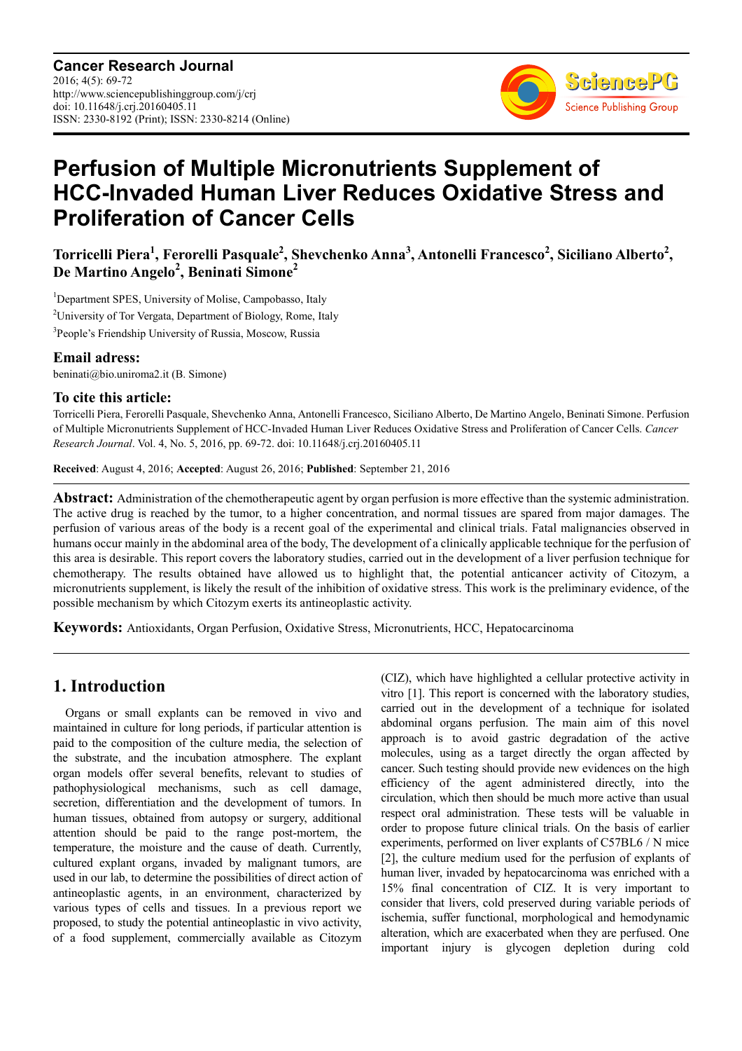**Cancer Research Journal**
2016; 4(5): 69-72
http://www.sciencepublishinggroup.com/j/crj
doi: 10.11648/j.crj.20160405.11
ISSN: 2330-8192 (Print); ISSN: 2330-8214 (Online)

# Perfusion of Multiple Micronutrients Supplement of HCC-Invaded Human Liver Reduces Oxidative Stress and Proliferation of Cancer Cells

**Torricelli Piera[1], Ferorelli Pasquale[2], Shevchenko Anna[3], Antonelli Francesco[2], Siciliano Alberto[2], De Martino Angelo[2], Beninati Simone[2]**

[1]Department SPES, University of Molise, Campobasso, Italy
[2]University of Tor Vergata, Department of Biology, Rome, Italy
[3]People's Friendship University of Russia, Moscow, Russia

## Email adress:

beninati@bio.uniroma2.it (B. Simone)

## To cite this article:

Torricelli Piera, Ferorelli Pasquale, Shevchenko Anna, Antonelli Francesco, Siciliano Alberto, De Martino Angelo, Beninati Simone. Perfusion of Multiple Micronutrients Supplement of HCC-Invaded Human Liver Reduces Oxidative Stress and Proliferation of Cancer Cells. *Cancer Research Journal*. Vol. 4, No. 5, 2016, pp. 69-72. doi: 10.11648/j.crj.20160405.11

**Received**: August 4, 2016; **Accepted**: August 26, 2016; **Published**: September 21, 2016

**Abstract:** Administration of the chemotherapeutic agent by organ perfusion is more effective than the systemic administration. The active drug is reached by the tumor, to a higher concentration, and normal tissues are spared from major damages. The perfusion of various areas of the body is a recent goal of the experimental and clinical trials. Fatal malignancies observed in humans occur mainly in the abdominal area of the body, The development of a clinically applicable technique for the perfusion of this area is desirable. This report covers the laboratory studies, carried out in the development of a liver perfusion technique for chemotherapy. The results obtained have allowed us to highlight that, the potential anticancer activity of Citozym, a micronutrients supplement, is likely the result of the inhibition of oxidative stress. This work is the preliminary evidence, of the possible mechanism by which Citozym exerts its antineoplastic activity.

**Keywords:** Antioxidants, Organ Perfusion, Oxidative Stress, Micronutrients, HCC, Hepatocarcinoma

## 1. Introduction

Organs or small explants can be removed in vivo and maintained in culture for long periods, if particular attention is paid to the composition of the culture media, the selection of the substrate, and the incubation atmosphere. The explant organ models offer several benefits, relevant to studies of pathophysiological mechanisms, such as cell damage, secretion, differentiation and the development of tumors. In human tissues, obtained from autopsy or surgery, additional attention should be paid to the range post-mortem, the temperature, the moisture and the cause of death. Currently, cultured explant organs, invaded by malignant tumors, are used in our lab, to determine the possibilities of direct action of antineoplastic agents, in an environment, characterized by various types of cells and tissues. In a previous report we proposed, to study the potential antineoplastic in vivo activity, of a food supplement, commercially available as Citozym (CIZ), which have highlighted a cellular protective activity in vitro [1]. This report is concerned with the laboratory studies, carried out in the development of a technique for isolated abdominal organs perfusion. The main aim of this novel approach is to avoid gastric degradation of the active molecules, using as a target directly the organ affected by cancer. Such testing should provide new evidences on the high efficiency of the agent administered directly, into the circulation, which then should be much more active than usual respect oral administration. These tests will be valuable in order to propose future clinical trials. On the basis of earlier experiments, performed on liver explants of C57BL6 / N mice [2], the culture medium used for the perfusion of explants of human liver, invaded by hepatocarcinoma was enriched with a 15% final concentration of CIZ. It is very important to consider that livers, cold preserved during variable periods of ischemia, suffer functional, morphological and hemodynamic alteration, which are exacerbated when they are perfused. One important injury is glycogen depletion during cold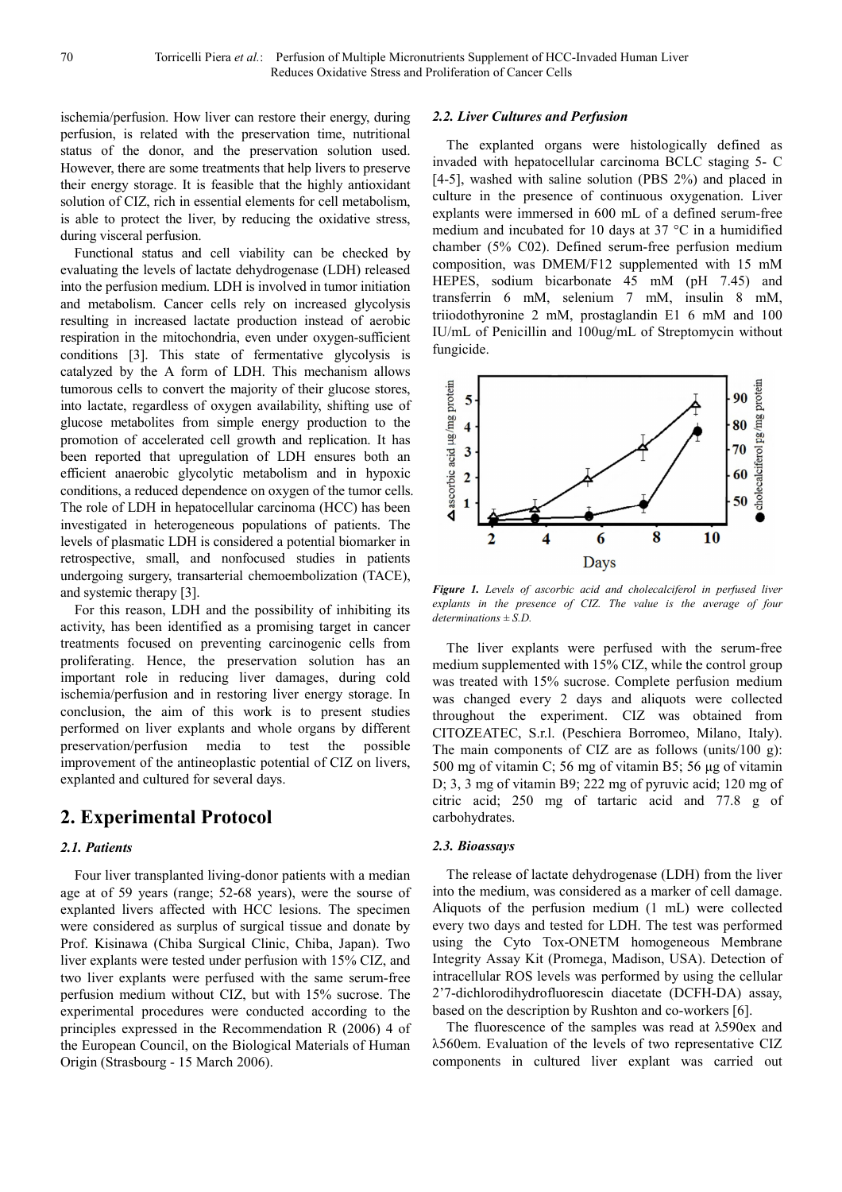ischemia/perfusion. How liver can restore their energy, during perfusion, is related with the preservation time, nutritional status of the donor, and the preservation solution used. However, there are some treatments that help livers to preserve their energy storage. It is feasible that the highly antioxidant solution of CIZ, rich in essential elements for cell metabolism, is able to protect the liver, by reducing the oxidative stress, during visceral perfusion.

Functional status and cell viability can be checked by evaluating the levels of lactate dehydrogenase (LDH) released into the perfusion medium. LDH is involved in tumor initiation and metabolism. Cancer cells rely on increased glycolysis resulting in increased lactate production instead of aerobic respiration in the mitochondria, even under oxygen-sufficient conditions [3]. This state of fermentative glycolysis is catalyzed by the A form of LDH. This mechanism allows tumorous cells to convert the majority of their glucose stores, into lactate, regardless of oxygen availability, shifting use of glucose metabolites from simple energy production to the promotion of accelerated cell growth and replication. It has been reported that upregulation of LDH ensures both an efficient anaerobic glycolytic metabolism and in hypoxic conditions, a reduced dependence on oxygen of the tumor cells. The role of LDH in hepatocellular carcinoma (HCC) has been investigated in heterogeneous populations of patients. The levels of plasmatic LDH is considered a potential biomarker in retrospective, small, and nonfocused studies in patients undergoing surgery, transarterial chemoembolization (TACE), and systemic therapy [3].

For this reason, LDH and the possibility of inhibiting its activity, has been identified as a promising target in cancer treatments focused on preventing carcinogenic cells from proliferating. Hence, the preservation solution has an important role in reducing liver damages, during cold ischemia/perfusion and in restoring liver energy storage. In conclusion, the aim of this work is to present studies performed on liver explants and whole organs by different preservation/perfusion media to test the possible improvement of the antineoplastic potential of CIZ on livers, explanted and cultured for several days.

## 2. Experimental Protocol

### 2.1. Patients

Four liver transplanted living-donor patients with a median age at of 59 years (range; 52-68 years), were the sourse of explanted livers affected with HCC lesions. The specimen were considered as surplus of surgical tissue and donate by Prof. Kisinawa (Chiba Surgical Clinic, Chiba, Japan). Two liver explants were tested under perfusion with 15% CIZ, and two liver explants were perfused with the same serum-free perfusion medium without CIZ, but with 15% sucrose. The experimental procedures were conducted according to the principles expressed in the Recommendation R (2006) 4 of the European Council, on the Biological Materials of Human Origin (Strasbourg - 15 March 2006).

### 2.2. Liver Cultures and Perfusion

The explanted organs were histologically defined as invaded with hepatocellular carcinoma BCLC staging 5- C [4-5], washed with saline solution (PBS 2%) and placed in culture in the presence of continuous oxygenation. Liver explants were immersed in 600 mL of a defined serum-free medium and incubated for 10 days at 37 °C in a humidified chamber (5% C02). Defined serum-free perfusion medium composition, was DMEM/F12 supplemented with 15 mM HEPES, sodium bicarbonate 45 mM (pH 7.45) and transferrin 6 mM, selenium 7 mM, insulin 8 mM, triiodothyronine 2 mM, prostaglandin E1 6 mM and 100 IU/mL of Penicillin and 100ug/mL of Streptomycin without fungicide.

ascorbic acid µg/mg protein
cholecalciferol pg/mg protein
5
4
3
2
1
90
80
70
60
50
2
4
6
8
10
Days

***Figure 1.*** *Levels of ascorbic acid and cholecalciferol in perfused liver explants in the presence of CIZ. The value is the average of four determinations ± S.D.*

The liver explants were perfused with the serum-free medium supplemented with 15% CIZ, while the control group was treated with 15% sucrose. Complete perfusion medium was changed every 2 days and aliquots were collected throughout the experiment. CIZ was obtained from CITOZEATEC, S.r.l. (Peschiera Borromeo, Milano, Italy). The main components of CIZ are as follows (units/100 g): 500 mg of vitamin C; 56 mg of vitamin B5; 56 µg of vitamin D; 3, 3 mg of vitamin B9; 222 mg of pyruvic acid; 120 mg of citric acid; 250 mg of tartaric acid and 77.8 g of carbohydrates.

### 2.3. Bioassays

The release of lactate dehydrogenase (LDH) from the liver into the medium, was considered as a marker of cell damage. Aliquots of the perfusion medium (1 mL) were collected every two days and tested for LDH. The test was performed using the Cyto Tox-ONETM homogeneous Membrane Integrity Assay Kit (Promega, Madison, USA). Detection of intracellular ROS levels was performed by using the cellular 2'7-dichlorodihydrofluorescin diacetate (DCFH-DA) assay, based on the description by Rushton and co-workers [6].

The fluorescence of the samples was read at λ590ex and λ560em. Evaluation of the levels of two representative CIZ components in cultured liver explant was carried out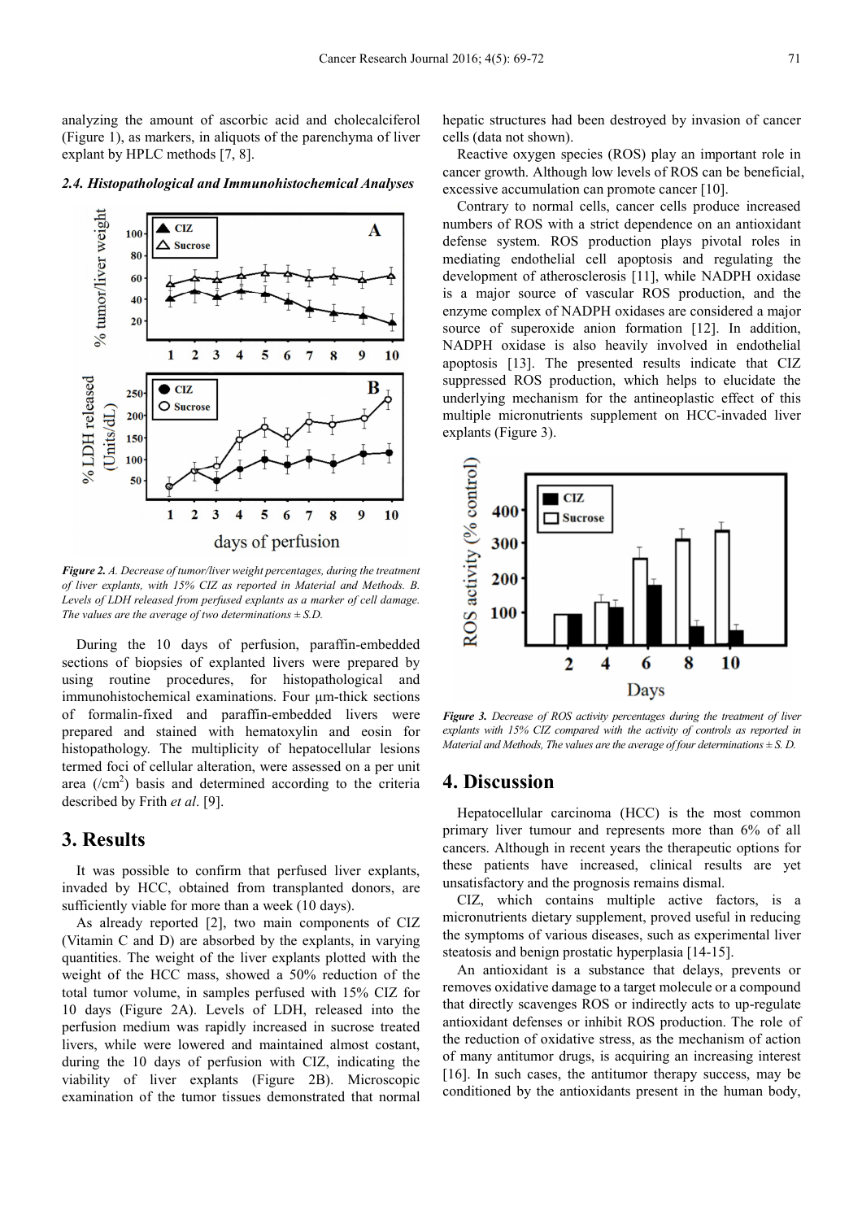analyzing the amount of ascorbic acid and cholecalciferol (Figure 1), as markers, in aliquots of the parenchyma of liver explant by HPLC methods [7, 8].

### *2.4. Histopathological and Immunohistochemical Analyses*

% tumor/liver weight

100
80
60
40
20

▲ CIZ
△ Sucrose

A

1 2 3 4 5 6 7 8 9 10

% LDH released (Units/dL)

250
200
150
100
50

● CIZ
○ Sucrose

B

1 2 3 4 5 6 7 8 9 10

days of perfusion

***Figure 2.*** *A. Decrease of tumor/liver weight percentages, during the treatment of liver explants, with 15% CIZ as reported in Material and Methods. B. Levels of LDH released from perfused explants as a marker of cell damage. The values are the average of two determinations ± S.D.*

During the 10 days of perfusion, paraffin-embedded sections of biopsies of explanted livers were prepared by using routine procedures, for histopathological and immunohistochemical examinations. Four μm-thick sections of formalin-fixed and paraffin-embedded livers were prepared and stained with hematoxylin and eosin for histopathology. The multiplicity of hepatocellular lesions termed foci of cellular alteration, were assessed on a per unit area (/cm$^2$) basis and determined according to the criteria described by Frith *et al*. [9].

## 3. Results

It was possible to confirm that perfused liver explants, invaded by HCC, obtained from transplanted donors, are sufficiently viable for more than a week (10 days).

As already reported [2], two main components of CIZ (Vitamin C and D) are absorbed by the explants, in varying quantities. The weight of the liver explants plotted with the weight of the HCC mass, showed a 50% reduction of the total tumor volume, in samples perfused with 15% CIZ for 10 days (Figure 2A). Levels of LDH, released into the perfusion medium was rapidly increased in sucrose treated livers, while were lowered and maintained almost costant, during the 10 days of perfusion with CIZ, indicating the viability of liver explants (Figure 2B). Microscopic examination of the tumor tissues demonstrated that normal hepatic structures had been destroyed by invasion of cancer cells (data not shown).

Reactive oxygen species (ROS) play an important role in cancer growth. Although low levels of ROS can be beneficial, excessive accumulation can promote cancer [10].

Contrary to normal cells, cancer cells produce increased numbers of ROS with a strict dependence on an antioxidant defense system. ROS production plays pivotal roles in mediating endothelial cell apoptosis and regulating the development of atherosclerosis [11], while NADPH oxidase is a major source of vascular ROS production, and the enzyme complex of NADPH oxidases are considered a major source of superoxide anion formation [12]. In addition, NADPH oxidase is also heavily involved in endothelial apoptosis [13]. The presented results indicate that CIZ suppressed ROS production, which helps to elucidate the underlying mechanism for the antineoplastic effect of this multiple micronutrients supplement on HCC-invaded liver explants (Figure 3).

ROS activity (% control)

400
300
200
100

■ CIZ
□ Sucrose

2 4 6 8 10

Days

***Figure 3.*** *Decrease of ROS activity percentages during the treatment of liver explants with 15% CIZ compared with the activity of controls as reported in Material and Methods, The values are the average of four determinations ± S. D.*

## 4. Discussion

Hepatocellular carcinoma (HCC) is the most common primary liver tumour and represents more than 6% of all cancers. Although in recent years the therapeutic options for these patients have increased, clinical results are yet unsatisfactory and the prognosis remains dismal.

CIZ, which contains multiple active factors, is a micronutrients dietary supplement, proved useful in reducing the symptoms of various diseases, such as experimental liver steatosis and benign prostatic hyperplasia [14-15].

An antioxidant is a substance that delays, prevents or removes oxidative damage to a target molecule or a compound that directly scavenges ROS or indirectly acts to up-regulate antioxidant defenses or inhibit ROS production. The role of the reduction of oxidative stress, as the mechanism of action of many antitumor drugs, is acquiring an increasing interest [16]. In such cases, the antitumor therapy success, may be conditioned by the antioxidants present in the human body,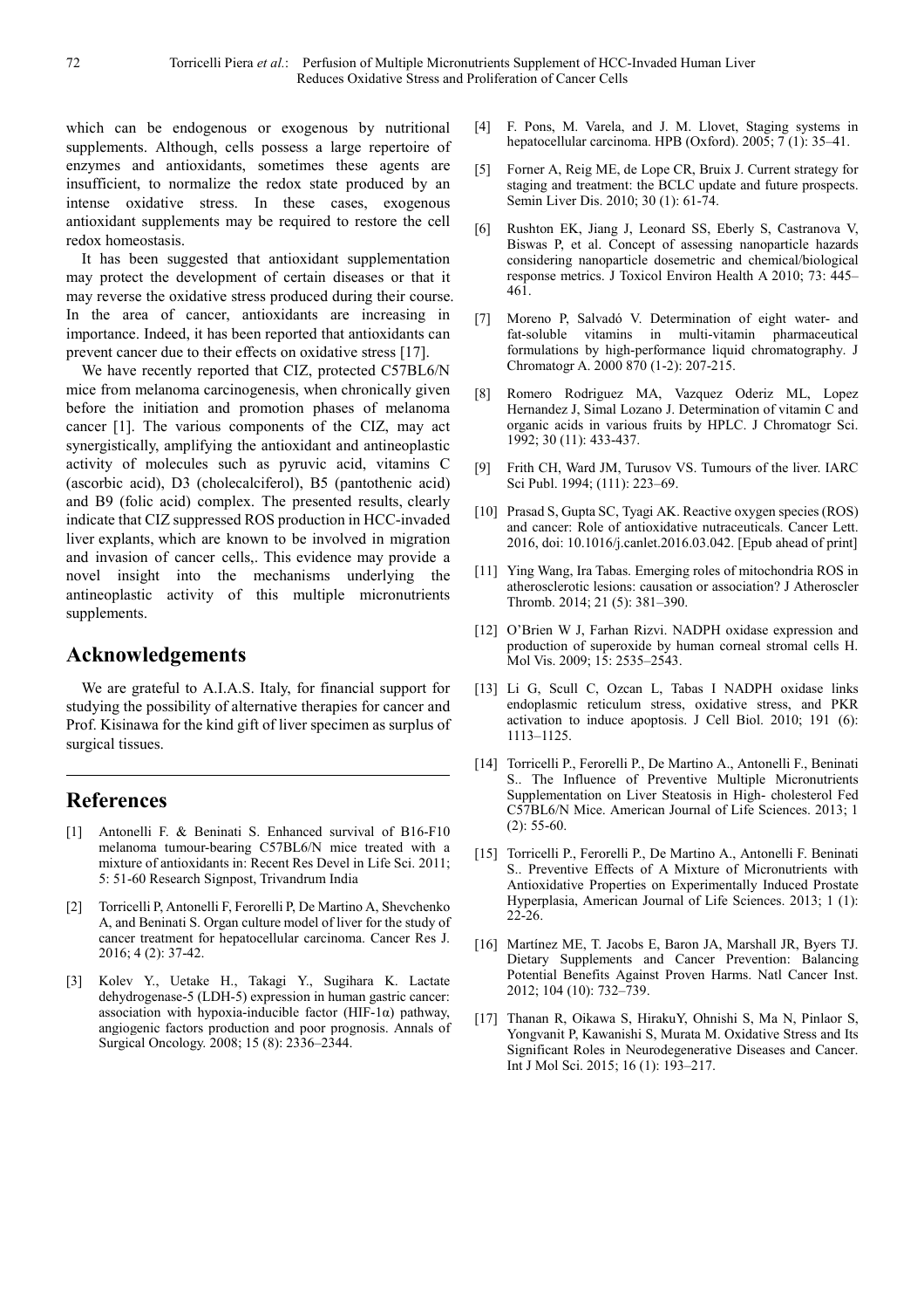which can be endogenous or exogenous by nutritional supplements. Although, cells possess a large repertoire of enzymes and antioxidants, sometimes these agents are insufficient, to normalize the redox state produced by an intense oxidative stress. In these cases, exogenous antioxidant supplements may be required to restore the cell redox homeostasis.

It has been suggested that antioxidant supplementation may protect the development of certain diseases or that it may reverse the oxidative stress produced during their course. In the area of cancer, antioxidants are increasing in importance. Indeed, it has been reported that antioxidants can prevent cancer due to their effects on oxidative stress [17].

We have recently reported that CIZ, protected C57BL6/N mice from melanoma carcinogenesis, when chronically given before the initiation and promotion phases of melanoma cancer [1]. The various components of the CIZ, may act synergistically, amplifying the antioxidant and antineoplastic activity of molecules such as pyruvic acid, vitamins C (ascorbic acid), D3 (cholecalciferol), B5 (pantothenic acid) and B9 (folic acid) complex. The presented results, clearly indicate that CIZ suppressed ROS production in HCC-invaded liver explants, which are known to be involved in migration and invasion of cancer cells,. This evidence may provide a novel insight into the mechanisms underlying the antineoplastic activity of this multiple micronutrients supplements.

## Acknowledgements

We are grateful to A.I.A.S. Italy, for financial support for studying the possibility of alternative therapies for cancer and Prof. Kisinawa for the kind gift of liver specimen as surplus of surgical tissues.

## References

[1] Antonelli F. & Beninati S. Enhanced survival of B16-F10 melanoma tumour-bearing C57BL6/N mice treated with a mixture of antioxidants in: Recent Res Devel in Life Sci. 2011; 5: 51-60 Research Signpost, Trivandrum India

[2] Torricelli P, Antonelli F, Ferorelli P, De Martino A, Shevchenko A, and Beninati S. Organ culture model of liver for the study of cancer treatment for hepatocellular carcinoma. Cancer Res J. 2016; 4 (2): 37-42.

[3] Kolev Y., Uetake H., Takagi Y., Sugihara K. Lactate dehydrogenase-5 (LDH-5) expression in human gastric cancer: association with hypoxia-inducible factor (HIF-1α) pathway, angiogenic factors production and poor prognosis. Annals of Surgical Oncology. 2008; 15 (8): 2336–2344.

[4] F. Pons, M. Varela, and J. M. Llovet, Staging systems in hepatocellular carcinoma. HPB (Oxford). 2005; 7 (1): 35–41.

[5] Forner A, Reig ME, de Lope CR, Bruix J. Current strategy for staging and treatment: the BCLC update and future prospects. Semin Liver Dis. 2010; 30 (1): 61-74.

[6] Rushton EK, Jiang J, Leonard SS, Eberly S, Castranova V, Biswas P, et al. Concept of assessing nanoparticle hazards considering nanoparticle dosemetric and chemical/biological response metrics. J Toxicol Environ Health A 2010; 73: 445–461.

[7] Moreno P, Salvadó V. Determination of eight water- and fat-soluble vitamins in multi-vitamin pharmaceutical formulations by high-performance liquid chromatography. J Chromatogr A. 2000 870 (1-2): 207-215.

[8] Romero Rodriguez MA, Vazquez Oderiz ML, Lopez Hernandez J, Simal Lozano J. Determination of vitamin C and organic acids in various fruits by HPLC. J Chromatogr Sci. 1992; 30 (11): 433-437.

[9] Frith CH, Ward JM, Turusov VS. Tumours of the liver. IARC Sci Publ. 1994; (111): 223–69.

[10] Prasad S, Gupta SC, Tyagi AK. Reactive oxygen species (ROS) and cancer: Role of antioxidative nutraceuticals. Cancer Lett. 2016, doi: 10.1016/j.canlet.2016.03.042. [Epub ahead of print]

[11] Ying Wang, Ira Tabas. Emerging roles of mitochondria ROS in atherosclerotic lesions: causation or association? J Atheroscler Thromb. 2014; 21 (5): 381–390.

[12] O'Brien W J, Farhan Rizvi. NADPH oxidase expression and production of superoxide by human corneal stromal cells H. Mol Vis. 2009; 15: 2535–2543.

[13] Li G, Scull C, Ozcan L, Tabas I NADPH oxidase links endoplasmic reticulum stress, oxidative stress, and PKR activation to induce apoptosis. J Cell Biol. 2010; 191 (6): 1113–1125.

[14] Torricelli P., Ferorelli P., De Martino A., Antonelli F., Beninati S.. The Influence of Preventive Multiple Micronutrients Supplementation on Liver Steatosis in High- cholesterol Fed C57BL6/N Mice. American Journal of Life Sciences. 2013; 1 (2): 55-60.

[15] Torricelli P., Ferorelli P., De Martino A., Antonelli F. Beninati S.. Preventive Effects of A Mixture of Micronutrients with Antioxidative Properties on Experimentally Induced Prostate Hyperplasia, American Journal of Life Sciences. 2013; 1 (1): 22-26.

[16] Martínez ME, T. Jacobs E, Baron JA, Marshall JR, Byers TJ. Dietary Supplements and Cancer Prevention: Balancing Potential Benefits Against Proven Harms. Natl Cancer Inst. 2012; 104 (10): 732–739.

[17] Thanan R, Oikawa S, HirakuY, Ohnishi S, Ma N, Pinlaor S, Yongvanit P, Kawanishi S, Murata M. Oxidative Stress and Its Significant Roles in Neurodegenerative Diseases and Cancer. Int J Mol Sci. 2015; 16 (1): 193–217.